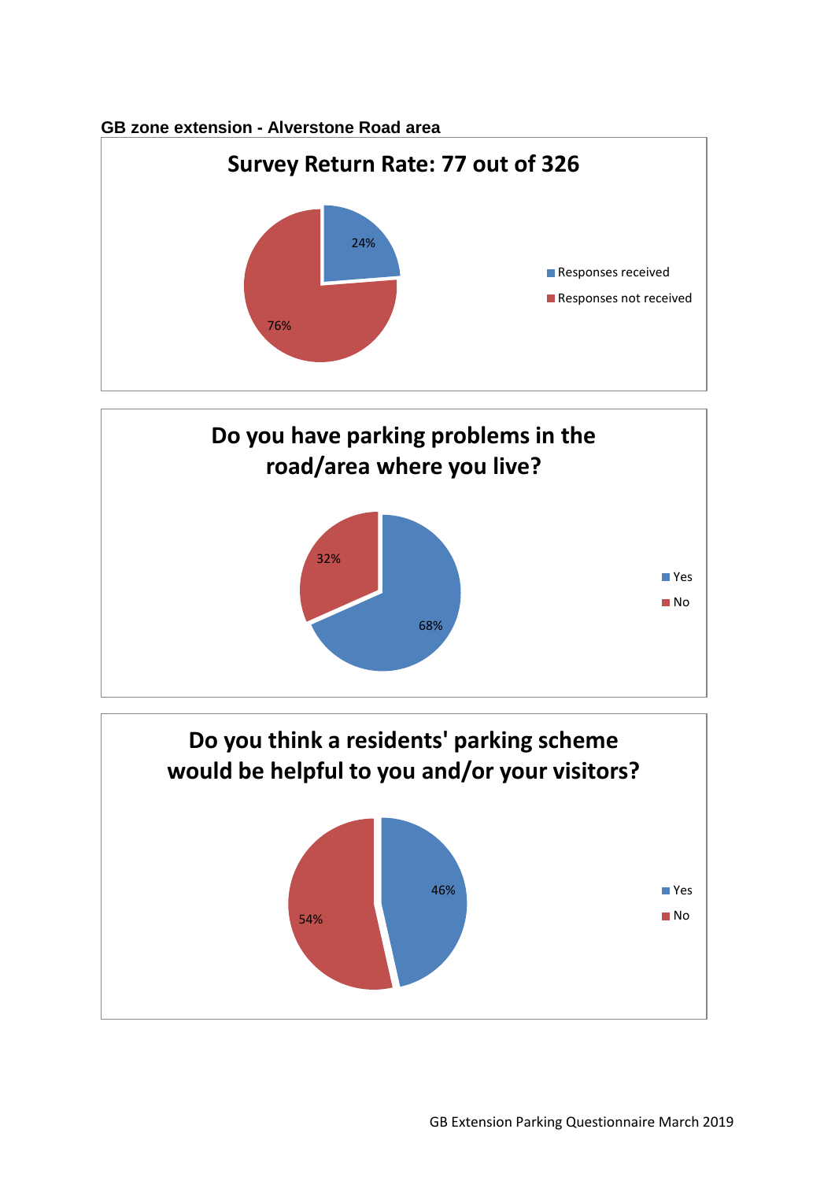**GB zone extension - Alverstone Road area**

## Survey Return Rate: 77 out of 326

| | |
|---|---|
| Responses received | 24% |
| Responses not received | 76% |

## Do you have parking problems in the road/area where you live?

| | |
|---|---|
| Yes | 68% |
| No | 32% |

## Do you think a residents' parking scheme would be helpful to you and/or your visitors?

| | |
|---|---|
| Yes | 46% |
| No | 54% |

GB Extension Parking Questionnaire March 2019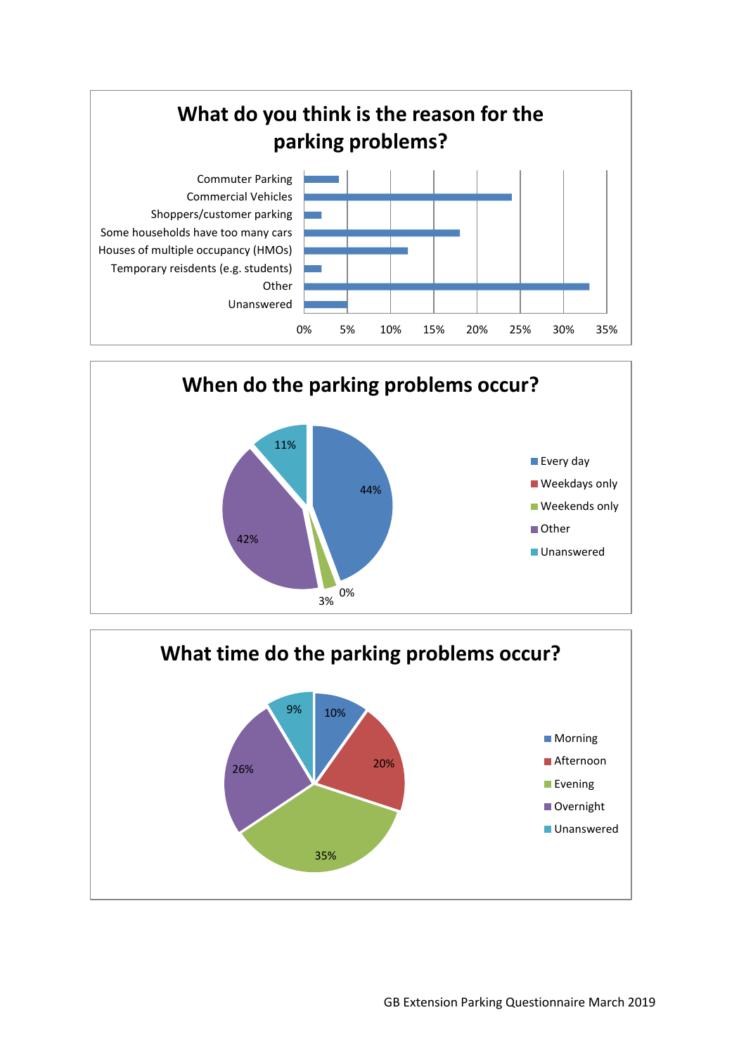## What do you think is the reason for the parking problems?

| Reason | Percentage (approx.) |
|---|---|
| Commuter Parking | 4% |
| Commercial Vehicles | 24% |
| Shoppers/customer parking | 2% |
| Some households have too many cars | 18% |
| Houses of multiple occupancy (HMOs) | 12% |
| Temporary reisdents (e.g. students) | 2% |
| Other | 33% |
| Unanswered | 5% |

## When do the parking problems occur?

| Response | Percentage |
|---|---|
| Every day | 44% |
| Weekdays only | 0% |
| Weekends only | 3% |
| Other | 42% |
| Unanswered | 11% |

## What time do the parking problems occur?

| Response | Percentage |
|---|---|
| Morning | 10% |
| Afternoon | 20% |
| Evening | 35% |
| Overnight | 26% |
| Unanswered | 9% |

GB Extension Parking Questionnaire March 2019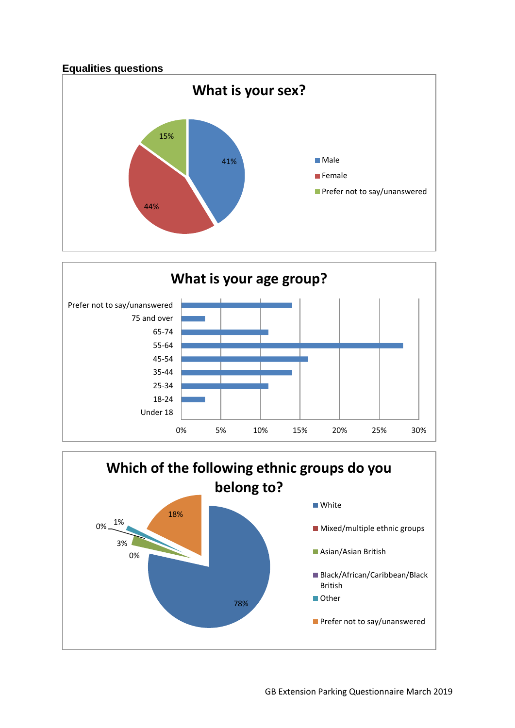## Equalities questions

**What is your sex?**

| Response | Percentage |
|---|---|
| Male | 41% |
| Female | 44% |
| Prefer not to say/unanswered | 15% |

**What is your age group?**

| Age group | Percentage (approx.) |
|---|---|
| Prefer not to say/unanswered | 14% |
| 75 and over | 3% |
| 65-74 | 11% |
| 55-64 | 28% |
| 45-54 | 16% |
| 35-44 | 14% |
| 25-34 | 11% |
| 18-24 | 3% |
| Under 18 | 0% |

**Which of the following ethnic groups do you belong to?**

| Ethnic group | Percentage |
|---|---|
| White | 78% |
| Mixed/multiple ethnic groups | 0% |
| Asian/Asian British | 3% |
| Black/African/Caribbean/Black British | 0% |
| Other | 1% |
| Prefer not to say/unanswered | 18% |

GB Extension Parking Questionnaire March 2019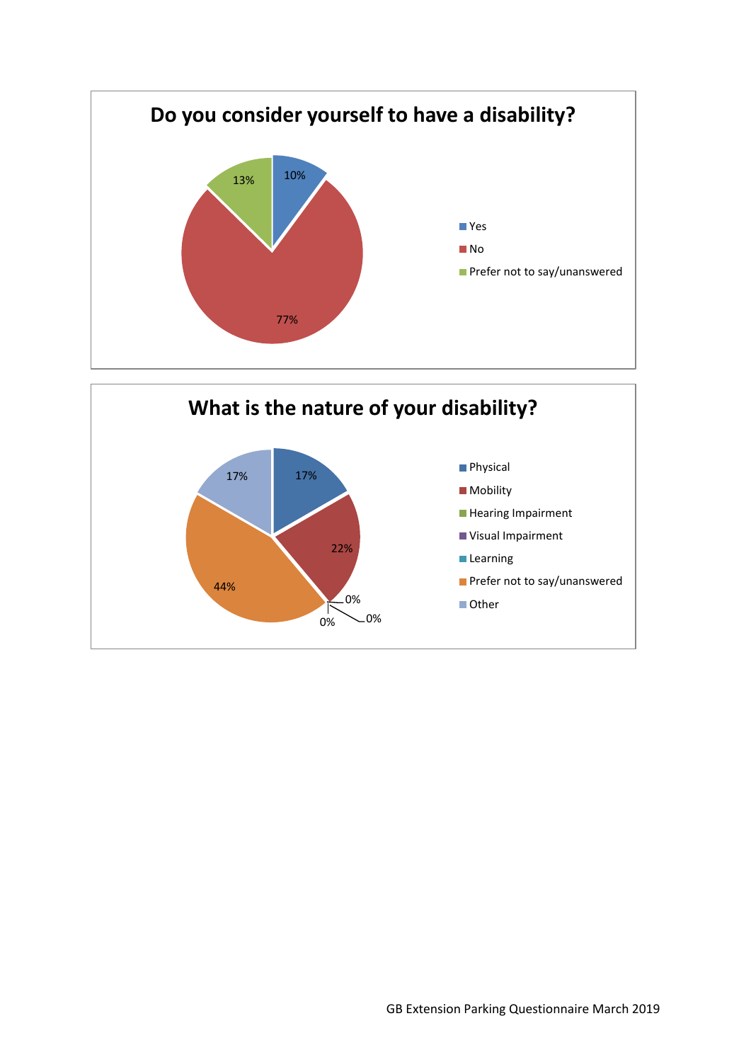## Do you consider yourself to have a disability?

| Response | Percentage |
|---|---|
| Yes | 10% |
| No | 77% |
| Prefer not to say/unanswered | 13% |

## What is the nature of your disability?

| Response | Percentage |
|---|---|
| Physical | 17% |
| Mobility | 22% |
| Hearing Impairment | 0% |
| Visual Impairment | 0% |
| Learning | 0% |
| Prefer not to say/unanswered | 44% |
| Other | 17% |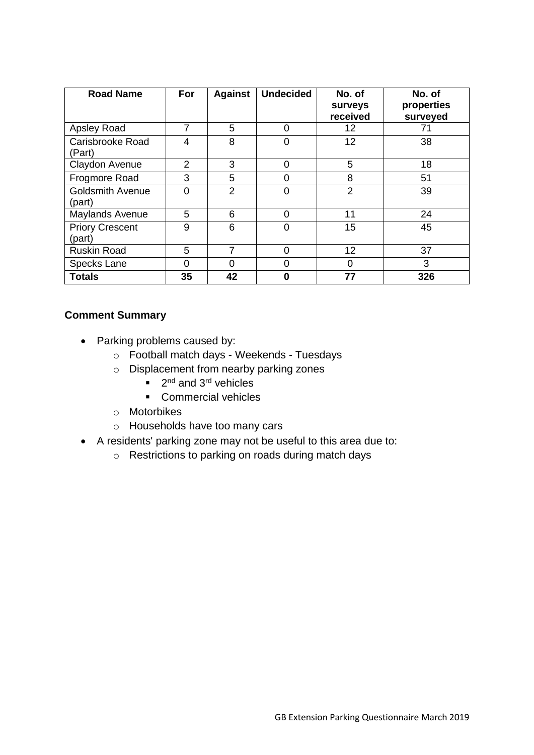| Road Name | For | Against | Undecided | No. of surveys received | No. of properties surveyed |
|---|---|---|---|---|---|
| Apsley Road | 7 | 5 | 0 | 12 | 71 |
| Carisbrooke Road (Part) | 4 | 8 | 0 | 12 | 38 |
| Claydon Avenue | 2 | 3 | 0 | 5 | 18 |
| Frogmore Road | 3 | 5 | 0 | 8 | 51 |
| Goldsmith Avenue (part) | 0 | 2 | 0 | 2 | 39 |
| Maylands Avenue | 5 | 6 | 0 | 11 | 24 |
| Priory Crescent (part) | 9 | 6 | 0 | 15 | 45 |
| Ruskin Road | 5 | 7 | 0 | 12 | 37 |
| Specks Lane | 0 | 0 | 0 | 0 | 3 |
| **Totals** | **35** | **42** | **0** | **77** | **326** |

## Comment Summary

- Parking problems caused by:
  - Football match days - Weekends - Tuesdays
  - Displacement from nearby parking zones
    - 2nd and 3rd vehicles
    - Commercial vehicles
  - Motorbikes
  - Households have too many cars
- A residents' parking zone may not be useful to this area due to:
  - Restrictions to parking on roads during match days

GB Extension Parking Questionnaire March 2019